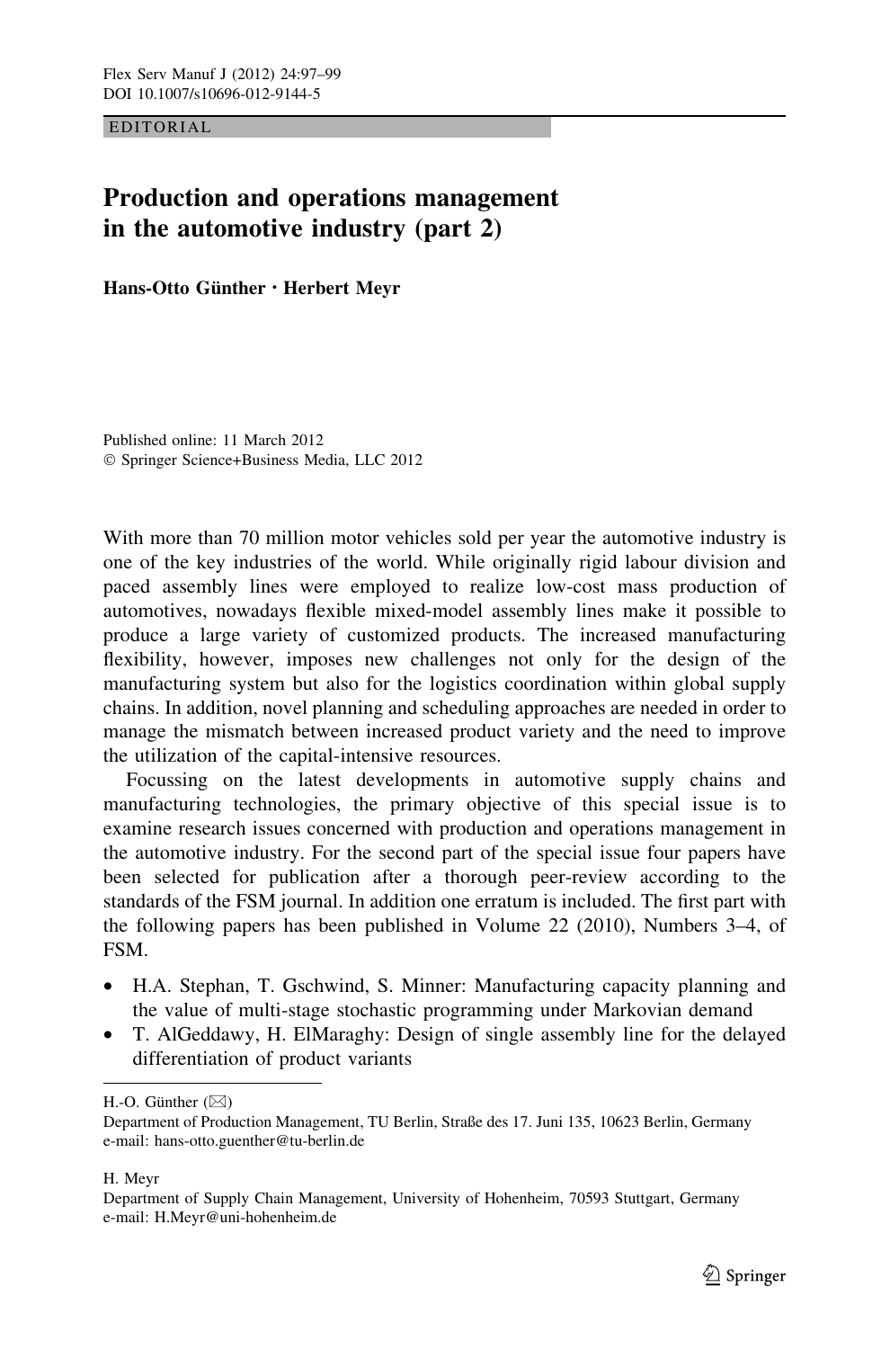EDITORIAL

# Production and operations management in the automotive industry (part 2)

**Hans-Otto Günther · Herbert Meyr**

Published online: 11 March 2012
© Springer Science+Business Media, LLC 2012

With more than 70 million motor vehicles sold per year the automotive industry is one of the key industries of the world. While originally rigid labour division and paced assembly lines were employed to realize low-cost mass production of automotives, nowadays flexible mixed-model assembly lines make it possible to produce a large variety of customized products. The increased manufacturing flexibility, however, imposes new challenges not only for the design of the manufacturing system but also for the logistics coordination within global supply chains. In addition, novel planning and scheduling approaches are needed in order to manage the mismatch between increased product variety and the need to improve the utilization of the capital-intensive resources.

Focussing on the latest developments in automotive supply chains and manufacturing technologies, the primary objective of this special issue is to examine research issues concerned with production and operations management in the automotive industry. For the second part of the special issue four papers have been selected for publication after a thorough peer-review according to the standards of the FSM journal. In addition one erratum is included. The first part with the following papers has been published in Volume 22 (2010), Numbers 3–4, of FSM.

- H.A. Stephan, T. Gschwind, S. Minner: Manufacturing capacity planning and the value of multi-stage stochastic programming under Markovian demand
- T. AlGeddawy, H. ElMaraghy: Design of single assembly line for the delayed differentiation of product variants

H.-O. Günther (✉)
Department of Production Management, TU Berlin, Straße des 17. Juni 135, 10623 Berlin, Germany
e-mail: hans-otto.guenther@tu-berlin.de

H. Meyr
Department of Supply Chain Management, University of Hohenheim, 70593 Stuttgart, Germany
e-mail: H.Meyr@uni-hohenheim.de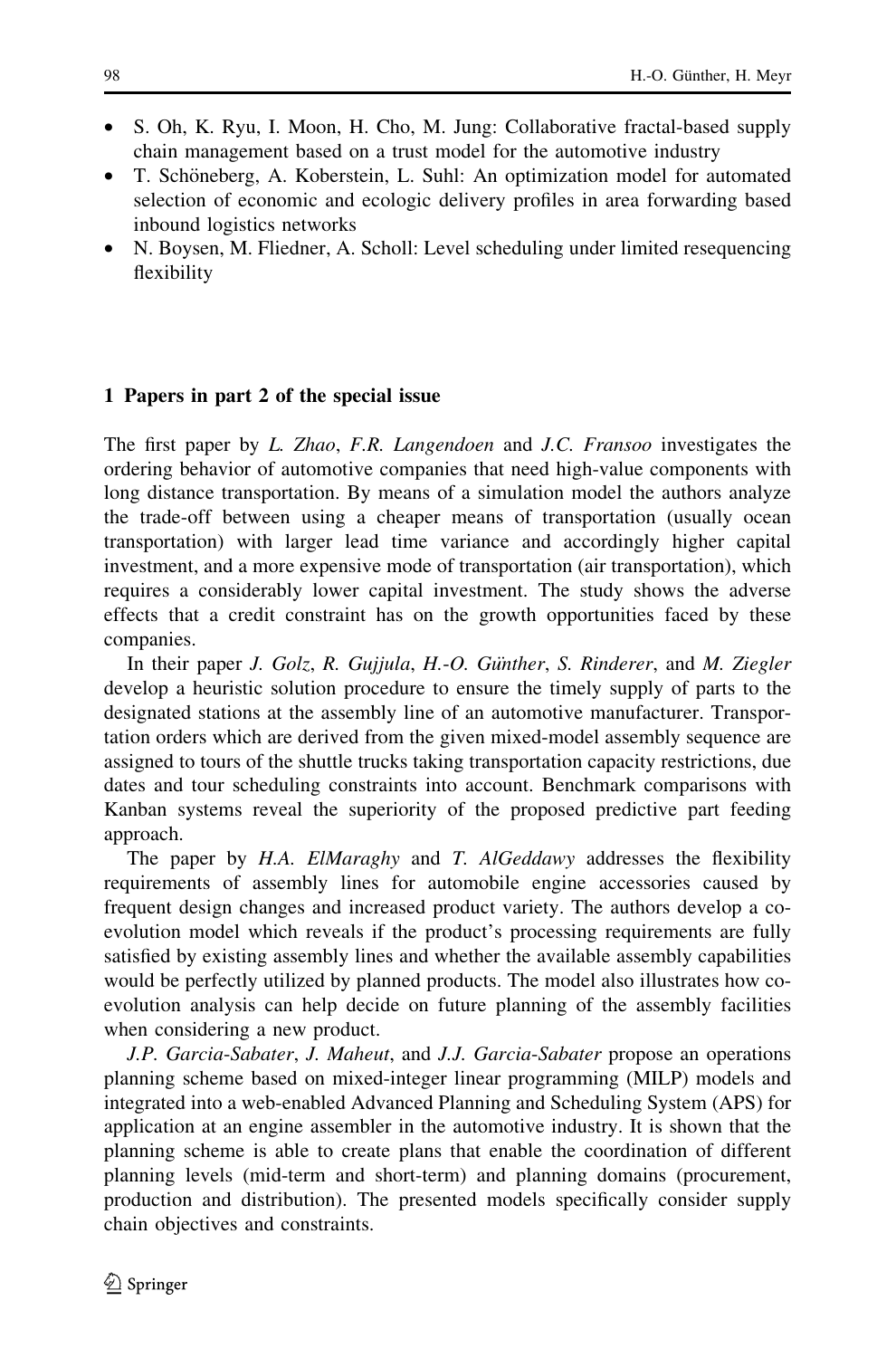- S. Oh, K. Ryu, I. Moon, H. Cho, M. Jung: Collaborative fractal-based supply chain management based on a trust model for the automotive industry
- T. Schöneberg, A. Koberstein, L. Suhl: An optimization model for automated selection of economic and ecologic delivery profiles in area forwarding based inbound logistics networks
- N. Boysen, M. Fliedner, A. Scholl: Level scheduling under limited resequencing flexibility

## 1 Papers in part 2 of the special issue

The first paper by *L. Zhao*, *F.R. Langendoen* and *J.C. Fransoo* investigates the ordering behavior of automotive companies that need high-value components with long distance transportation. By means of a simulation model the authors analyze the trade-off between using a cheaper means of transportation (usually ocean transportation) with larger lead time variance and accordingly higher capital investment, and a more expensive mode of transportation (air transportation), which requires a considerably lower capital investment. The study shows the adverse effects that a credit constraint has on the growth opportunities faced by these companies.

In their paper *J. Golz*, *R. Gujjula*, *H.-O. Günther*, *S. Rinderer*, and *M. Ziegler* develop a heuristic solution procedure to ensure the timely supply of parts to the designated stations at the assembly line of an automotive manufacturer. Transportation orders which are derived from the given mixed-model assembly sequence are assigned to tours of the shuttle trucks taking transportation capacity restrictions, due dates and tour scheduling constraints into account. Benchmark comparisons with Kanban systems reveal the superiority of the proposed predictive part feeding approach.

The paper by *H.A. ElMaraghy* and *T. AlGeddawy* addresses the flexibility requirements of assembly lines for automobile engine accessories caused by frequent design changes and increased product variety. The authors develop a co-evolution model which reveals if the product's processing requirements are fully satisfied by existing assembly lines and whether the available assembly capabilities would be perfectly utilized by planned products. The model also illustrates how co-evolution analysis can help decide on future planning of the assembly facilities when considering a new product.

*J.P. Garcia-Sabater*, *J. Maheut*, and *J.J. Garcia-Sabater* propose an operations planning scheme based on mixed-integer linear programming (MILP) models and integrated into a web-enabled Advanced Planning and Scheduling System (APS) for application at an engine assembler in the automotive industry. It is shown that the planning scheme is able to create plans that enable the coordination of different planning levels (mid-term and short-term) and planning domains (procurement, production and distribution). The presented models specifically consider supply chain objectives and constraints.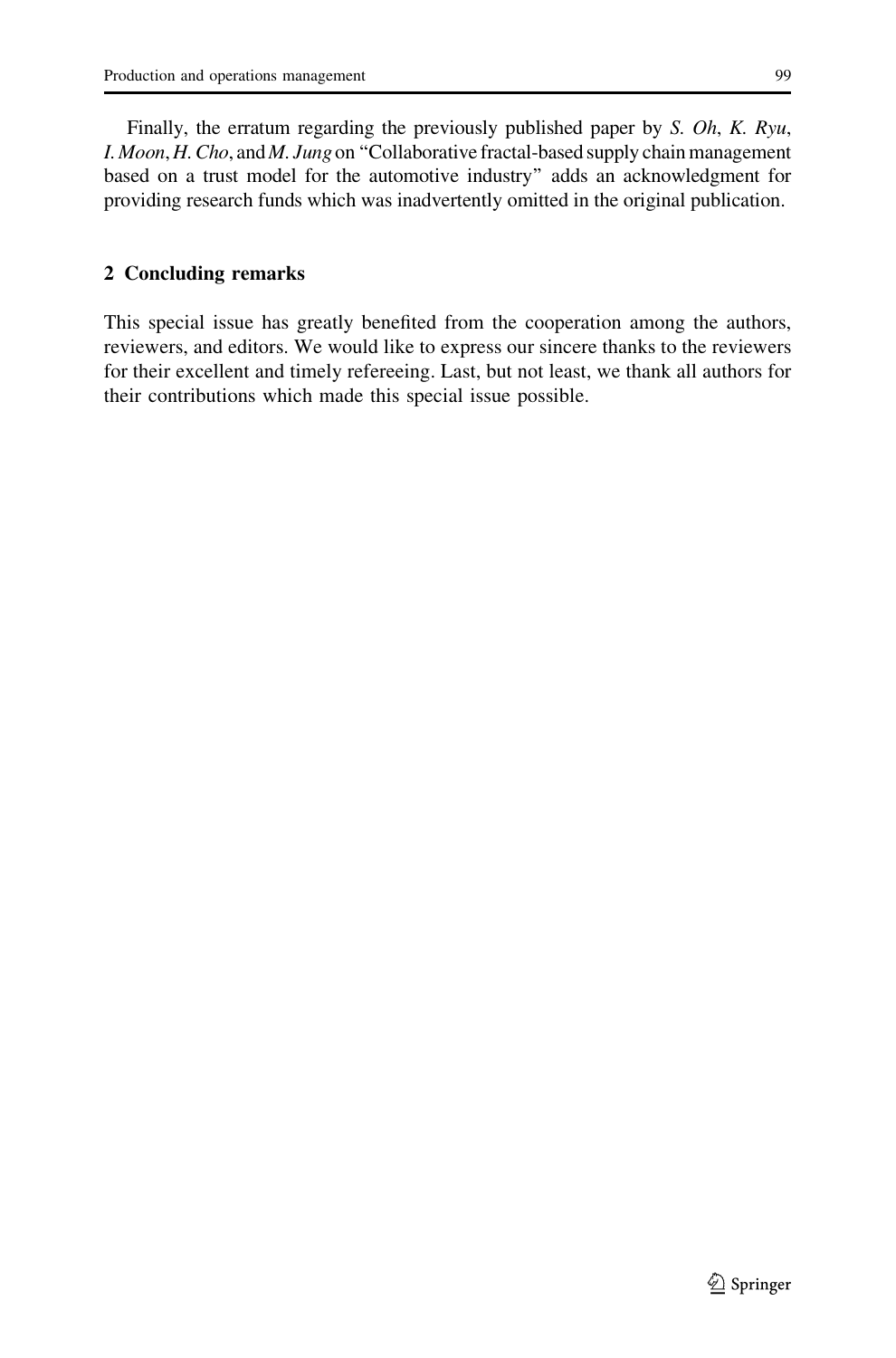Finally, the erratum regarding the previously published paper by *S. Oh*, *K. Ryu*, *I. Moon*, *H. Cho*, and *M. Jung* on "Collaborative fractal-based supply chain management based on a trust model for the automotive industry" adds an acknowledgment for providing research funds which was inadvertently omitted in the original publication.

## 2 Concluding remarks

This special issue has greatly benefited from the cooperation among the authors, reviewers, and editors. We would like to express our sincere thanks to the reviewers for their excellent and timely refereeing. Last, but not least, we thank all authors for their contributions which made this special issue possible.